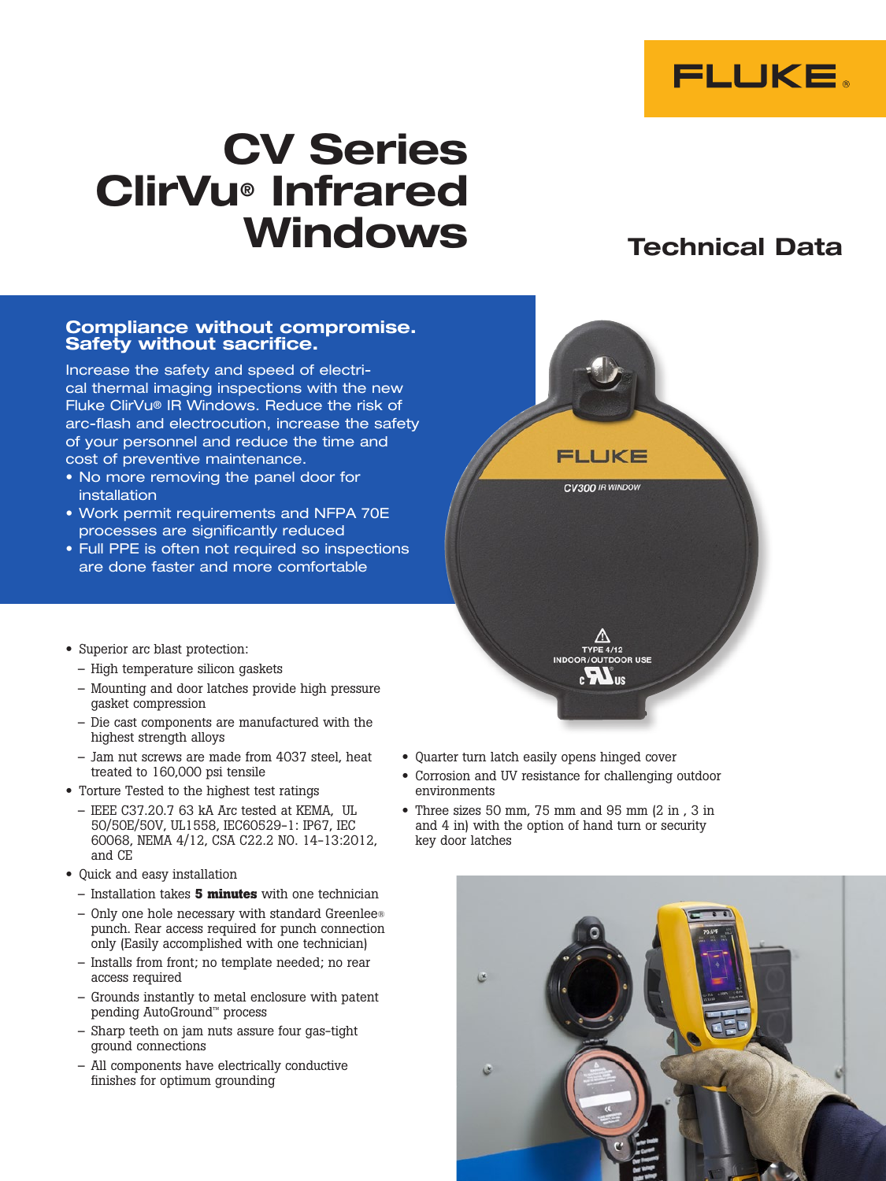FLUKE

# CV Series ClirVu® Infrared Windows

## Technical Data

### Compliance without compromise. Safety without sacrifice.

Increase the safety and speed of electrical thermal imaging inspections with the new Fluke ClirVu® IR Windows. Reduce the risk of arc-flash and electrocution, increase the safety of your personnel and reduce the time and cost of preventive maintenance.

- No more removing the panel door for installation
- Work permit requirements and NFPA 70E processes are significantly reduced
- Full PPE is often not required so inspections are done faster and more comfortable

- Superior arc blast protection:
  - High temperature silicon gaskets
  - Mounting and door latches provide high pressure gasket compression
  - Die cast components are manufactured with the highest strength alloys
  - Jam nut screws are made from 4037 steel, heat treated to 160,000 psi tensile
- Torture Tested to the highest test ratings
  - IEEE C37.20.7 63 kA Arc tested at KEMA, UL 50/50E/50V, UL1558, IEC60529-1: IP67, IEC 60068, NEMA 4/12, CSA C22.2 NO. 14-13:2012, and CE
- Quick and easy installation
  - Installation takes **5 minutes** with one technician
  - Only one hole necessary with standard Greenlee® punch. Rear access required for punch connection only (Easily accomplished with one technician)
  - Installs from front; no template needed; no rear access required
  - Grounds instantly to metal enclosure with patent pending AutoGround™ process
  - Sharp teeth on jam nuts assure four gas-tight ground connections
  - All components have electrically conductive finishes for optimum grounding
- Quarter turn latch easily opens hinged cover
- Corrosion and UV resistance for challenging outdoor environments
- Three sizes 50 mm, 75 mm and 95 mm (2 in , 3 in and 4 in) with the option of hand turn or security key door latches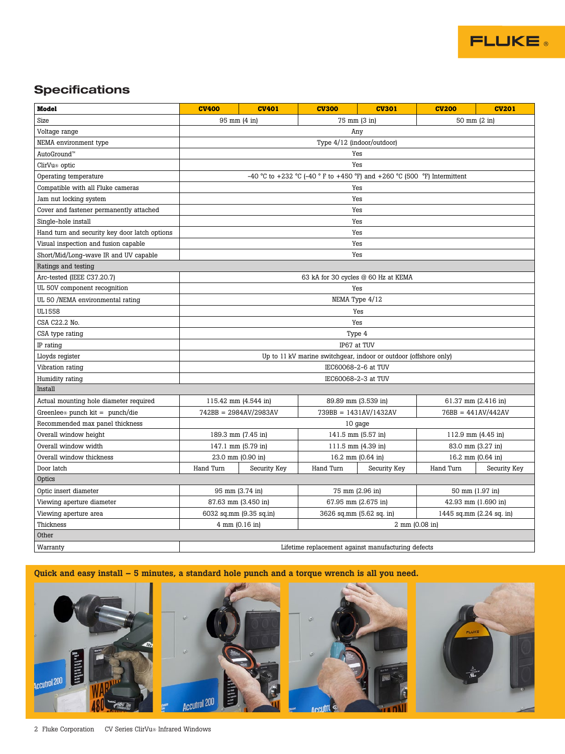## Specifications

| Model | CV400 | CV401 | CV300 | CV301 | CV200 | CV201 |
|---|---|---|---|---|---|---|
| Size | 95 mm (4 in) | | 75 mm (3 in) | | 50 mm (2 in) | |
| Voltage range | Any | | | | | |
| NEMA environment type | Type 4/12 (indoor/outdoor) | | | | | |
| AutoGround™ | Yes | | | | | |
| ClirVu® optic | Yes | | | | | |
| Operating temperature | -40 °C to +232 °C (-40 ° F to +450 °F) and +260 °C (500 °F) Intermittent | | | | | |
| Compatible with all Fluke cameras | Yes | | | | | |
| Jam nut locking system | Yes | | | | | |
| Cover and fastener permanently attached | Yes | | | | | |
| Single-hole install | Yes | | | | | |
| Hand turn and security key door latch options | Yes | | | | | |
| Visual inspection and fusion capable | Yes | | | | | |
| Short/Mid/Long-wave IR and UV capable | Yes | | | | | |
| Ratings and testing | | | | | | |
| Arc-tested (IEEE C37.20.7) | 63 kA for 30 cycles @ 60 Hz at KEMA | | | | | |
| UL 50V component recognition | Yes | | | | | |
| UL 50 /NEMA environmental rating | NEMA Type 4/12 | | | | | |
| UL1558 | Yes | | | | | |
| CSA C22.2 No. | Yes | | | | | |
| CSA type rating | Type 4 | | | | | |
| IP rating | IP67 at TUV | | | | | |
| Lloyds register | Up to 11 kV marine switchgear, indoor or outdoor (offshore only) | | | | | |
| Vibration rating | IEC60068-2-6 at TUV | | | | | |
| Humidity rating | IEC60068-2-3 at TUV | | | | | |
| Install | | | | | | |
| Actual mounting hole diameter required | 115.42 mm (4.544 in) | | 89.89 mm (3.539 in) | | 61.37 mm (2.416 in) | |
| Greenlee® punch kit = punch/die | 742BB = 2984AV/2983AV | | 739BB = 1431AV/1432AV | | 76BB = 441AV/442AV | |
| Recommended max panel thickness | 10 gage | | | | | |
| Overall window height | 189.3 mm (7.45 in) | | 141.5 mm (5.57 in) | | 112.9 mm (4.45 in) | |
| Overall window width | 147.1 mm (5.79 in) | | 111.5 mm (4.39 in) | | 83.0 mm (3.27 in) | |
| Overall window thickness | 23.0 mm (0.90 in) | | 16.2 mm (0.64 in) | | 16.2 mm (0.64 in) | |
| Door latch | Hand Turn | Security Key | Hand Turn | Security Key | Hand Turn | Security Key |
| Optics | | | | | | |
| Optic insert diameter | 95 mm (3.74 in) | | 75 mm (2.96 in) | | 50 mm (1.97 in) | |
| Viewing aperture diameter | 87.63 mm (3.450 in) | | 67.95 mm (2.675 in) | | 42.93 mm (1.690 in) | |
| Viewing aperture area | 6032 sq.mm (9.35 sq.in) | | 3626 sq.mm (5.62 sq. in) | | 1445 sq.mm (2.24 sq. in) | |
| Thickness | 4 mm (0.16 in) | | 2 mm (0.08 in) | | | |
| Other | | | | | | |
| Warranty | Lifetime replacement against manufacturing defects | | | | | |

**Quick and easy install – 5 minutes, a standard hole punch and a torque wrench is all you need.**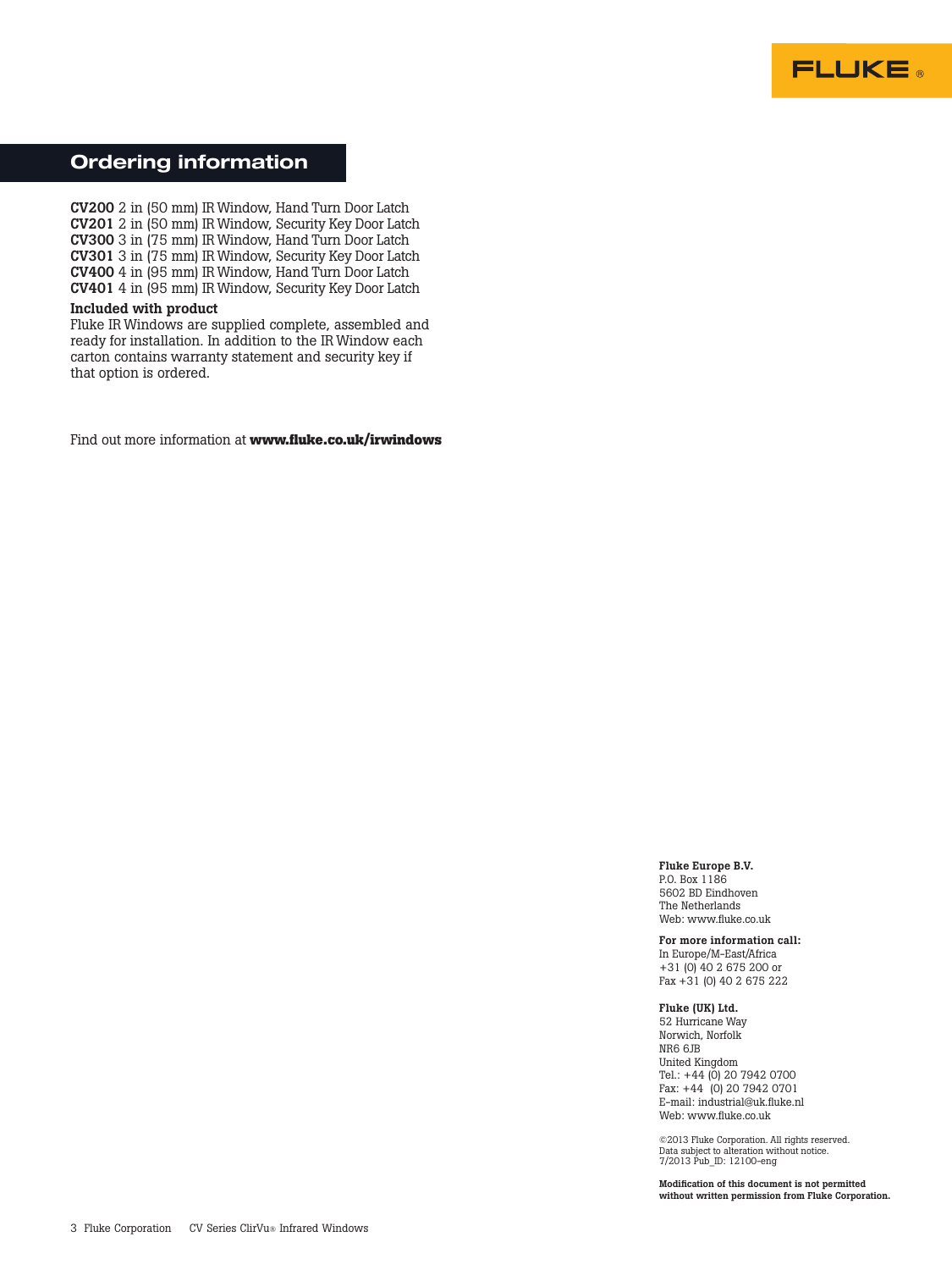## Ordering information

**CV200** 2 in (50 mm) IR Window, Hand Turn Door Latch  
**CV201** 2 in (50 mm) IR Window, Security Key Door Latch  
**CV300** 3 in (75 mm) IR Window, Hand Turn Door Latch  
**CV301** 3 in (75 mm) IR Window, Security Key Door Latch  
**CV400** 4 in (95 mm) IR Window, Hand Turn Door Latch  
**CV401** 4 in (95 mm) IR Window, Security Key Door Latch

**Included with product**

Fluke IR Windows are supplied complete, assembled and ready for installation. In addition to the IR Window each carton contains warranty statement and security key if that option is ordered.

Find out more information at **www.fluke.co.uk/irwindows**

**Fluke Europe B.V.**  
P.O. Box 1186  
5602 BD Eindhoven  
The Netherlands  
Web: www.fluke.co.uk

**For more information call:**  
In Europe/M-East/Africa  
+31 (0) 40 2 675 200 or  
Fax +31 (0) 40 2 675 222

**Fluke (UK) Ltd.**  
52 Hurricane Way  
Norwich, Norfolk  
NR6 6JB  
United Kingdom  
Tel.: +44 (0) 20 7942 0700  
Fax: +44 (0) 20 7942 0701  
E-mail: industrial@uk.fluke.nl  
Web: www.fluke.co.uk

©2013 Fluke Corporation. All rights reserved.  
Data subject to alteration without notice.  
7/2013 Pub_ID: 12100-eng

**Modification of this document is not permitted without written permission from Fluke Corporation.**